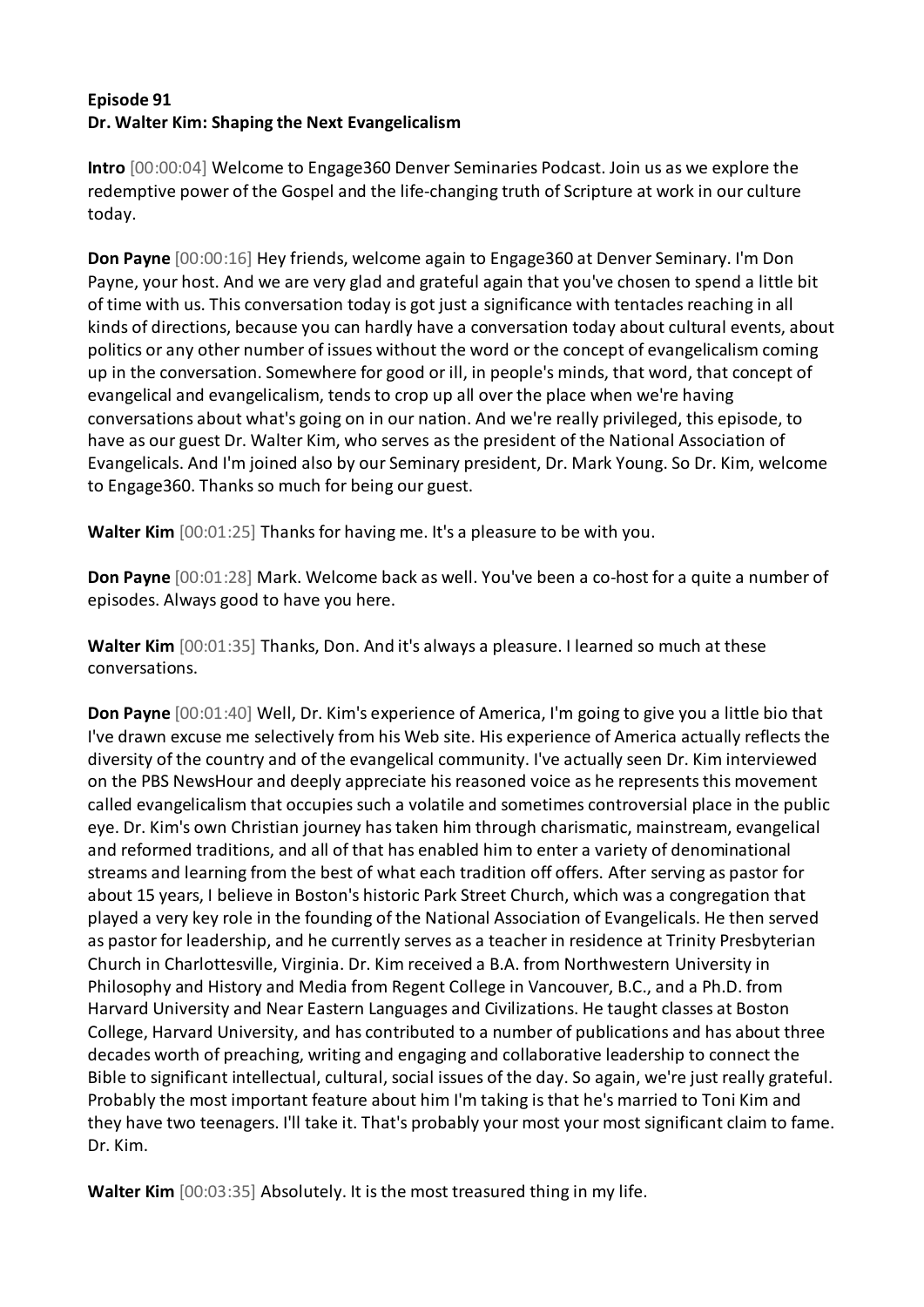**Episode 91**
**Dr. Walter Kim: Shaping the Next Evangelicalism**

**Intro** [00:00:04] Welcome to Engage360 Denver Seminaries Podcast. Join us as we explore the redemptive power of the Gospel and the life-changing truth of Scripture at work in our culture today.

**Don Payne** [00:00:16] Hey friends, welcome again to Engage360 at Denver Seminary. I'm Don Payne, your host. And we are very glad and grateful again that you've chosen to spend a little bit of time with us. This conversation today is got just a significance with tentacles reaching in all kinds of directions, because you can hardly have a conversation today about cultural events, about politics or any other number of issues without the word or the concept of evangelicalism coming up in the conversation. Somewhere for good or ill, in people's minds, that word, that concept of evangelical and evangelicalism, tends to crop up all over the place when we're having conversations about what's going on in our nation. And we're really privileged, this episode, to have as our guest Dr. Walter Kim, who serves as the president of the National Association of Evangelicals. And I'm joined also by our Seminary president, Dr. Mark Young. So Dr. Kim, welcome to Engage360. Thanks so much for being our guest.

**Walter Kim** [00:01:25] Thanks for having me. It's a pleasure to be with you.

**Don Payne** [00:01:28] Mark. Welcome back as well. You've been a co-host for a quite a number of episodes. Always good to have you here.

**Walter Kim** [00:01:35] Thanks, Don. And it's always a pleasure. I learned so much at these conversations.

**Don Payne** [00:01:40] Well, Dr. Kim's experience of America, I'm going to give you a little bio that I've drawn excuse me selectively from his Web site. His experience of America actually reflects the diversity of the country and of the evangelical community. I've actually seen Dr. Kim interviewed on the PBS NewsHour and deeply appreciate his reasoned voice as he represents this movement called evangelicalism that occupies such a volatile and sometimes controversial place in the public eye. Dr. Kim's own Christian journey has taken him through charismatic, mainstream, evangelical and reformed traditions, and all of that has enabled him to enter a variety of denominational streams and learning from the best of what each tradition off offers. After serving as pastor for about 15 years, I believe in Boston's historic Park Street Church, which was a congregation that played a very key role in the founding of the National Association of Evangelicals. He then served as pastor for leadership, and he currently serves as a teacher in residence at Trinity Presbyterian Church in Charlottesville, Virginia. Dr. Kim received a B.A. from Northwestern University in Philosophy and History and Media from Regent College in Vancouver, B.C., and a Ph.D. from Harvard University and Near Eastern Languages and Civilizations. He taught classes at Boston College, Harvard University, and has contributed to a number of publications and has about three decades worth of preaching, writing and engaging and collaborative leadership to connect the Bible to significant intellectual, cultural, social issues of the day. So again, we're just really grateful. Probably the most important feature about him I'm taking is that he's married to Toni Kim and they have two teenagers. I'll take it. That's probably your most your most significant claim to fame. Dr. Kim.

**Walter Kim** [00:03:35] Absolutely. It is the most treasured thing in my life.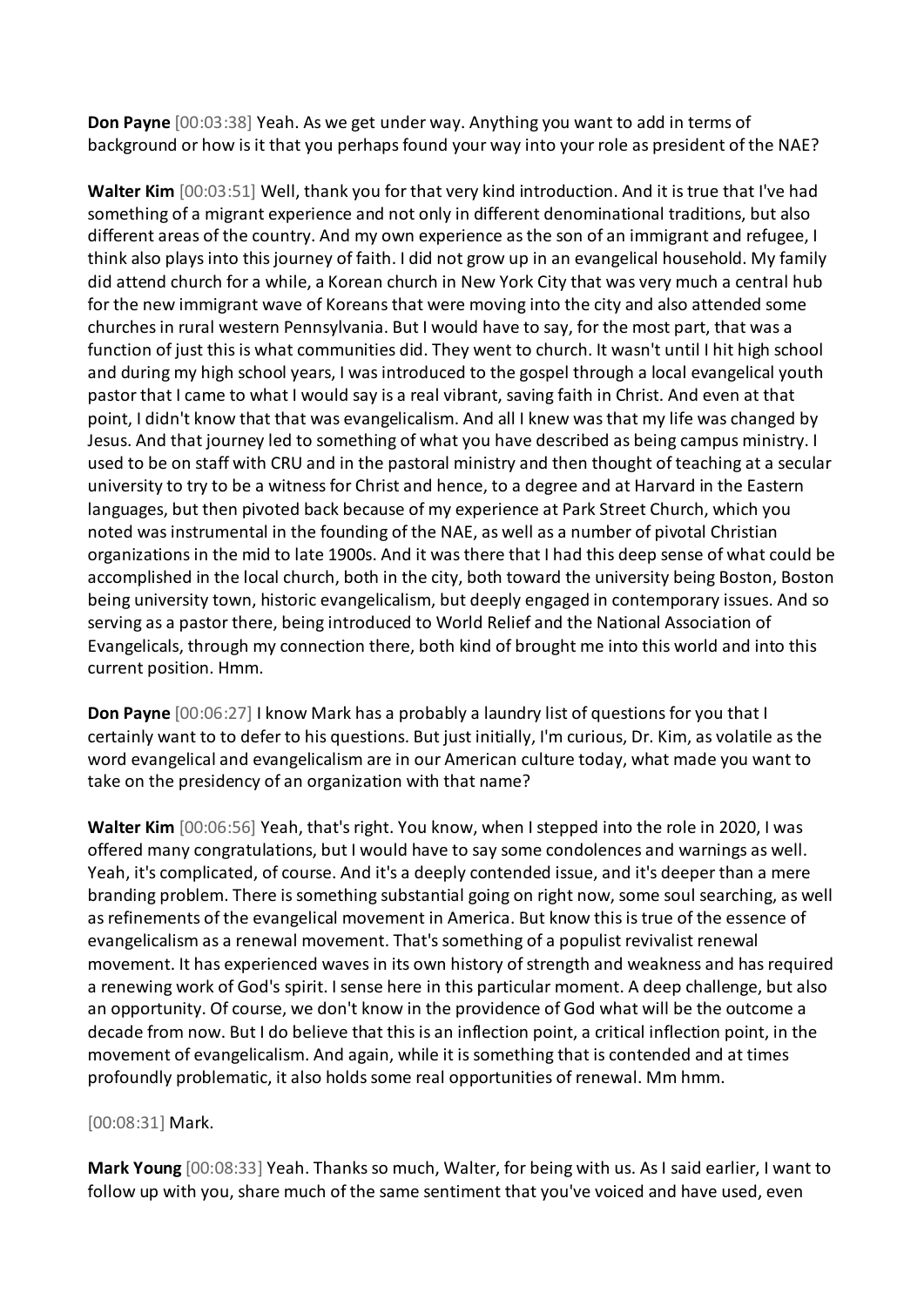**Don Payne** [00:03:38] Yeah. As we get under way. Anything you want to add in terms of background or how is it that you perhaps found your way into your role as president of the NAE?

**Walter Kim** [00:03:51] Well, thank you for that very kind introduction. And it is true that I've had something of a migrant experience and not only in different denominational traditions, but also different areas of the country. And my own experience as the son of an immigrant and refugee, I think also plays into this journey of faith. I did not grow up in an evangelical household. My family did attend church for a while, a Korean church in New York City that was very much a central hub for the new immigrant wave of Koreans that were moving into the city and also attended some churches in rural western Pennsylvania. But I would have to say, for the most part, that was a function of just this is what communities did. They went to church. It wasn't until I hit high school and during my high school years, I was introduced to the gospel through a local evangelical youth pastor that I came to what I would say is a real vibrant, saving faith in Christ. And even at that point, I didn't know that that was evangelicalism. And all I knew was that my life was changed by Jesus. And that journey led to something of what you have described as being campus ministry. I used to be on staff with CRU and in the pastoral ministry and then thought of teaching at a secular university to try to be a witness for Christ and hence, to a degree and at Harvard in the Eastern languages, but then pivoted back because of my experience at Park Street Church, which you noted was instrumental in the founding of the NAE, as well as a number of pivotal Christian organizations in the mid to late 1900s. And it was there that I had this deep sense of what could be accomplished in the local church, both in the city, both toward the university being Boston, Boston being university town, historic evangelicalism, but deeply engaged in contemporary issues. And so serving as a pastor there, being introduced to World Relief and the National Association of Evangelicals, through my connection there, both kind of brought me into this world and into this current position. Hmm.

**Don Payne** [00:06:27] I know Mark has a probably a laundry list of questions for you that I certainly want to to defer to his questions. But just initially, I'm curious, Dr. Kim, as volatile as the word evangelical and evangelicalism are in our American culture today, what made you want to take on the presidency of an organization with that name?

**Walter Kim** [00:06:56] Yeah, that's right. You know, when I stepped into the role in 2020, I was offered many congratulations, but I would have to say some condolences and warnings as well. Yeah, it's complicated, of course. And it's a deeply contended issue, and it's deeper than a mere branding problem. There is something substantial going on right now, some soul searching, as well as refinements of the evangelical movement in America. But know this is true of the essence of evangelicalism as a renewal movement. That's something of a populist revivalist renewal movement. It has experienced waves in its own history of strength and weakness and has required a renewing work of God's spirit. I sense here in this particular moment. A deep challenge, but also an opportunity. Of course, we don't know in the providence of God what will be the outcome a decade from now. But I do believe that this is an inflection point, a critical inflection point, in the movement of evangelicalism. And again, while it is something that is contended and at times profoundly problematic, it also holds some real opportunities of renewal. Mm hmm.

[00:08:31] Mark.

**Mark Young** [00:08:33] Yeah. Thanks so much, Walter, for being with us. As I said earlier, I want to follow up with you, share much of the same sentiment that you've voiced and have used, even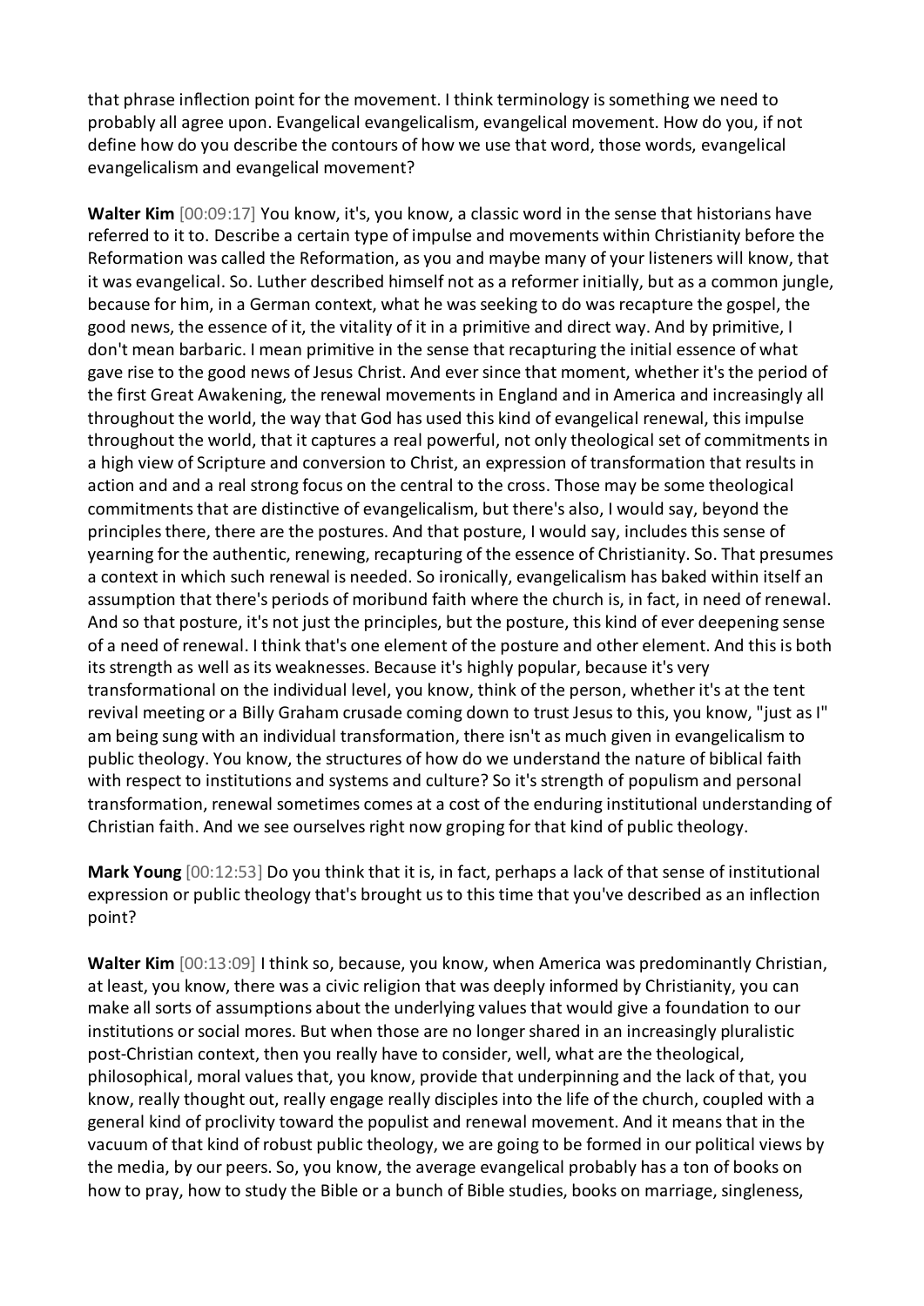that phrase inflection point for the movement. I think terminology is something we need to probably all agree upon. Evangelical evangelicalism, evangelical movement. How do you, if not define how do you describe the contours of how we use that word, those words, evangelical evangelicalism and evangelical movement?

**Walter Kim** [00:09:17] You know, it's, you know, a classic word in the sense that historians have referred to it to. Describe a certain type of impulse and movements within Christianity before the Reformation was called the Reformation, as you and maybe many of your listeners will know, that it was evangelical. So. Luther described himself not as a reformer initially, but as a common jungle, because for him, in a German context, what he was seeking to do was recapture the gospel, the good news, the essence of it, the vitality of it in a primitive and direct way. And by primitive, I don't mean barbaric. I mean primitive in the sense that recapturing the initial essence of what gave rise to the good news of Jesus Christ. And ever since that moment, whether it's the period of the first Great Awakening, the renewal movements in England and in America and increasingly all throughout the world, the way that God has used this kind of evangelical renewal, this impulse throughout the world, that it captures a real powerful, not only theological set of commitments in a high view of Scripture and conversion to Christ, an expression of transformation that results in action and and a real strong focus on the central to the cross. Those may be some theological commitments that are distinctive of evangelicalism, but there's also, I would say, beyond the principles there, there are the postures. And that posture, I would say, includes this sense of yearning for the authentic, renewing, recapturing of the essence of Christianity. So. That presumes a context in which such renewal is needed. So ironically, evangelicalism has baked within itself an assumption that there's periods of moribund faith where the church is, in fact, in need of renewal. And so that posture, it's not just the principles, but the posture, this kind of ever deepening sense of a need of renewal. I think that's one element of the posture and other element. And this is both its strength as well as its weaknesses. Because it's highly popular, because it's very transformational on the individual level, you know, think of the person, whether it's at the tent revival meeting or a Billy Graham crusade coming down to trust Jesus to this, you know, "just as I" am being sung with an individual transformation, there isn't as much given in evangelicalism to public theology. You know, the structures of how do we understand the nature of biblical faith with respect to institutions and systems and culture? So it's strength of populism and personal transformation, renewal sometimes comes at a cost of the enduring institutional understanding of Christian faith. And we see ourselves right now groping for that kind of public theology.

**Mark Young** [00:12:53] Do you think that it is, in fact, perhaps a lack of that sense of institutional expression or public theology that's brought us to this time that you've described as an inflection point?

**Walter Kim** [00:13:09] I think so, because, you know, when America was predominantly Christian, at least, you know, there was a civic religion that was deeply informed by Christianity, you can make all sorts of assumptions about the underlying values that would give a foundation to our institutions or social mores. But when those are no longer shared in an increasingly pluralistic post-Christian context, then you really have to consider, well, what are the theological, philosophical, moral values that, you know, provide that underpinning and the lack of that, you know, really thought out, really engage really disciples into the life of the church, coupled with a general kind of proclivity toward the populist and renewal movement. And it means that in the vacuum of that kind of robust public theology, we are going to be formed in our political views by the media, by our peers. So, you know, the average evangelical probably has a ton of books on how to pray, how to study the Bible or a bunch of Bible studies, books on marriage, singleness,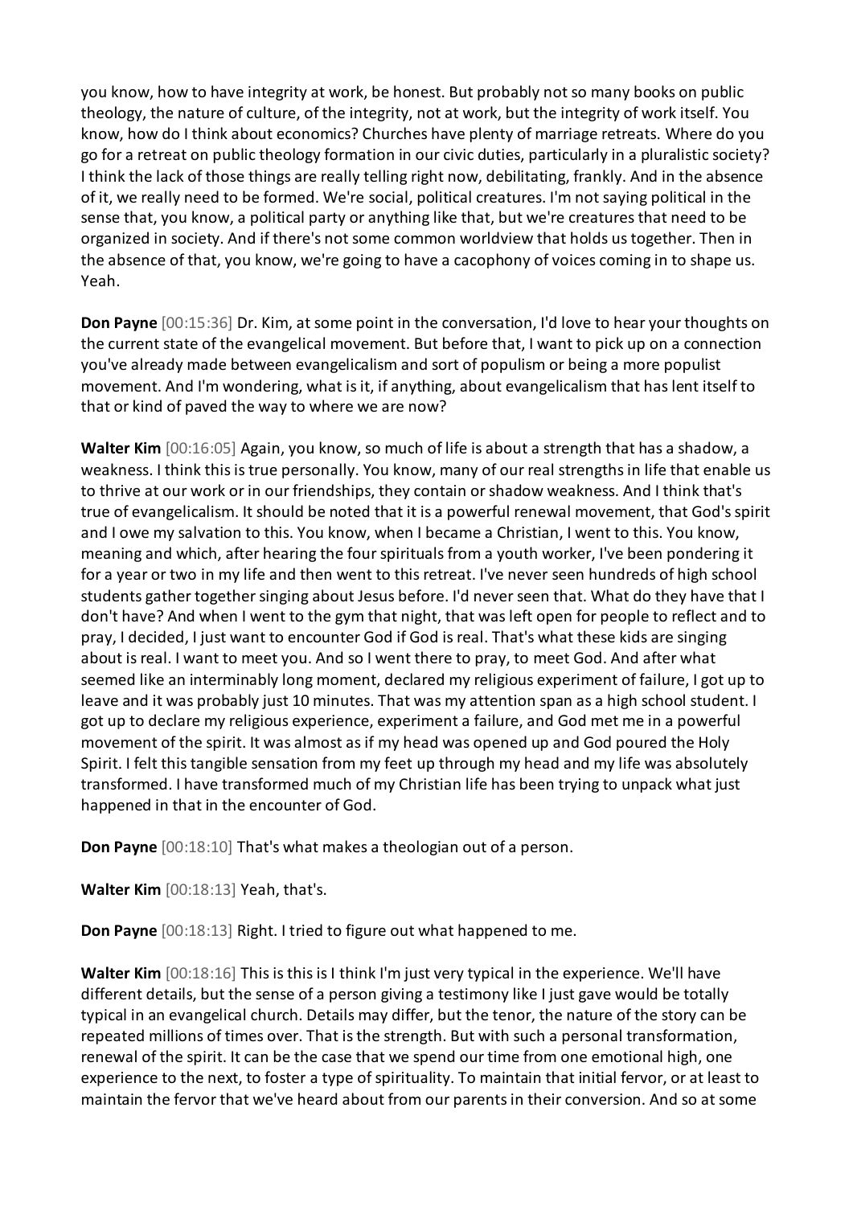you know, how to have integrity at work, be honest. But probably not so many books on public theology, the nature of culture, of the integrity, not at work, but the integrity of work itself. You know, how do I think about economics? Churches have plenty of marriage retreats. Where do you go for a retreat on public theology formation in our civic duties, particularly in a pluralistic society? I think the lack of those things are really telling right now, debilitating, frankly. And in the absence of it, we really need to be formed. We're social, political creatures. I'm not saying political in the sense that, you know, a political party or anything like that, but we're creatures that need to be organized in society. And if there's not some common worldview that holds us together. Then in the absence of that, you know, we're going to have a cacophony of voices coming in to shape us. Yeah.

**Don Payne** [00:15:36] Dr. Kim, at some point in the conversation, I'd love to hear your thoughts on the current state of the evangelical movement. But before that, I want to pick up on a connection you've already made between evangelicalism and sort of populism or being a more populist movement. And I'm wondering, what is it, if anything, about evangelicalism that has lent itself to that or kind of paved the way to where we are now?

**Walter Kim** [00:16:05] Again, you know, so much of life is about a strength that has a shadow, a weakness. I think this is true personally. You know, many of our real strengths in life that enable us to thrive at our work or in our friendships, they contain or shadow weakness. And I think that's true of evangelicalism. It should be noted that it is a powerful renewal movement, that God's spirit and I owe my salvation to this. You know, when I became a Christian, I went to this. You know, meaning and which, after hearing the four spirituals from a youth worker, I've been pondering it for a year or two in my life and then went to this retreat. I've never seen hundreds of high school students gather together singing about Jesus before. I'd never seen that. What do they have that I don't have? And when I went to the gym that night, that was left open for people to reflect and to pray, I decided, I just want to encounter God if God is real. That's what these kids are singing about is real. I want to meet you. And so I went there to pray, to meet God. And after what seemed like an interminably long moment, declared my religious experiment of failure, I got up to leave and it was probably just 10 minutes. That was my attention span as a high school student. I got up to declare my religious experience, experiment a failure, and God met me in a powerful movement of the spirit. It was almost as if my head was opened up and God poured the Holy Spirit. I felt this tangible sensation from my feet up through my head and my life was absolutely transformed. I have transformed much of my Christian life has been trying to unpack what just happened in that in the encounter of God.

**Don Payne** [00:18:10] That's what makes a theologian out of a person.

**Walter Kim** [00:18:13] Yeah, that's.

**Don Payne** [00:18:13] Right. I tried to figure out what happened to me.

**Walter Kim** [00:18:16] This is this is I think I'm just very typical in the experience. We'll have different details, but the sense of a person giving a testimony like I just gave would be totally typical in an evangelical church. Details may differ, but the tenor, the nature of the story can be repeated millions of times over. That is the strength. But with such a personal transformation, renewal of the spirit. It can be the case that we spend our time from one emotional high, one experience to the next, to foster a type of spirituality. To maintain that initial fervor, or at least to maintain the fervor that we've heard about from our parents in their conversion. And so at some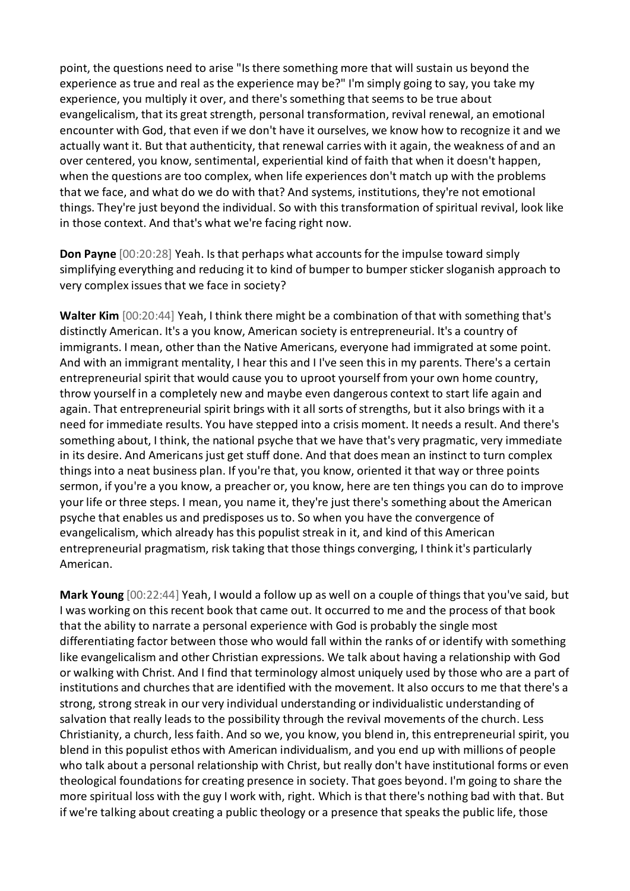point, the questions need to arise "Is there something more that will sustain us beyond the experience as true and real as the experience may be?" I'm simply going to say, you take my experience, you multiply it over, and there's something that seems to be true about evangelicalism, that its great strength, personal transformation, revival renewal, an emotional encounter with God, that even if we don't have it ourselves, we know how to recognize it and we actually want it. But that authenticity, that renewal carries with it again, the weakness of and an over centered, you know, sentimental, experiential kind of faith that when it doesn't happen, when the questions are too complex, when life experiences don't match up with the problems that we face, and what do we do with that? And systems, institutions, they're not emotional things. They're just beyond the individual. So with this transformation of spiritual revival, look like in those context. And that's what we're facing right now.

**Don Payne** [00:20:28] Yeah. Is that perhaps what accounts for the impulse toward simply simplifying everything and reducing it to kind of bumper to bumper sticker sloganish approach to very complex issues that we face in society?

**Walter Kim** [00:20:44] Yeah, I think there might be a combination of that with something that's distinctly American. It's a you know, American society is entrepreneurial. It's a country of immigrants. I mean, other than the Native Americans, everyone had immigrated at some point. And with an immigrant mentality, I hear this and I I've seen this in my parents. There's a certain entrepreneurial spirit that would cause you to uproot yourself from your own home country, throw yourself in a completely new and maybe even dangerous context to start life again and again. That entrepreneurial spirit brings with it all sorts of strengths, but it also brings with it a need for immediate results. You have stepped into a crisis moment. It needs a result. And there's something about, I think, the national psyche that we have that's very pragmatic, very immediate in its desire. And Americans just get stuff done. And that does mean an instinct to turn complex things into a neat business plan. If you're that, you know, oriented it that way or three points sermon, if you're a you know, a preacher or, you know, here are ten things you can do to improve your life or three steps. I mean, you name it, they're just there's something about the American psyche that enables us and predisposes us to. So when you have the convergence of evangelicalism, which already has this populist streak in it, and kind of this American entrepreneurial pragmatism, risk taking that those things converging, I think it's particularly American.

**Mark Young** [00:22:44] Yeah, I would a follow up as well on a couple of things that you've said, but I was working on this recent book that came out. It occurred to me and the process of that book that the ability to narrate a personal experience with God is probably the single most differentiating factor between those who would fall within the ranks of or identify with something like evangelicalism and other Christian expressions. We talk about having a relationship with God or walking with Christ. And I find that terminology almost uniquely used by those who are a part of institutions and churches that are identified with the movement. It also occurs to me that there's a strong, strong streak in our very individual understanding or individualistic understanding of salvation that really leads to the possibility through the revival movements of the church. Less Christianity, a church, less faith. And so we, you know, you blend in, this entrepreneurial spirit, you blend in this populist ethos with American individualism, and you end up with millions of people who talk about a personal relationship with Christ, but really don't have institutional forms or even theological foundations for creating presence in society. That goes beyond. I'm going to share the more spiritual loss with the guy I work with, right. Which is that there's nothing bad with that. But if we're talking about creating a public theology or a presence that speaks the public life, those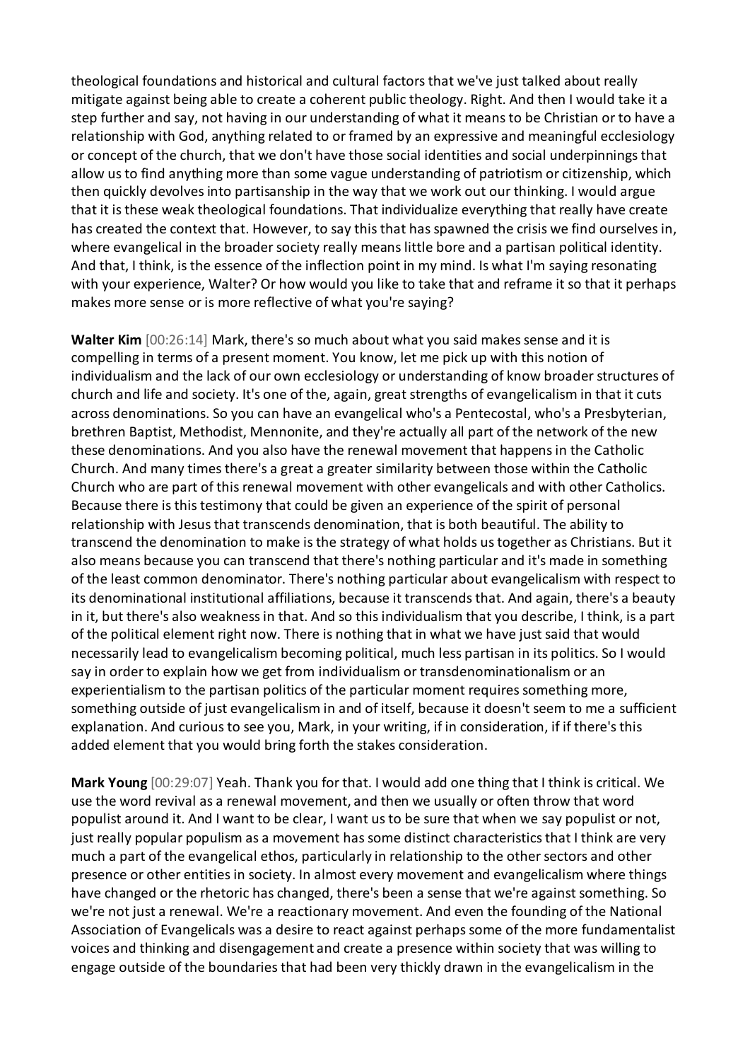theological foundations and historical and cultural factors that we've just talked about really mitigate against being able to create a coherent public theology. Right. And then I would take it a step further and say, not having in our understanding of what it means to be Christian or to have a relationship with God, anything related to or framed by an expressive and meaningful ecclesiology or concept of the church, that we don't have those social identities and social underpinnings that allow us to find anything more than some vague understanding of patriotism or citizenship, which then quickly devolves into partisanship in the way that we work out our thinking. I would argue that it is these weak theological foundations. That individualize everything that really have create has created the context that. However, to say this that has spawned the crisis we find ourselves in, where evangelical in the broader society really means little bore and a partisan political identity. And that, I think, is the essence of the inflection point in my mind. Is what I'm saying resonating with your experience, Walter? Or how would you like to take that and reframe it so that it perhaps makes more sense or is more reflective of what you're saying?

**Walter Kim** [00:26:14] Mark, there's so much about what you said makes sense and it is compelling in terms of a present moment. You know, let me pick up with this notion of individualism and the lack of our own ecclesiology or understanding of know broader structures of church and life and society. It's one of the, again, great strengths of evangelicalism in that it cuts across denominations. So you can have an evangelical who's a Pentecostal, who's a Presbyterian, brethren Baptist, Methodist, Mennonite, and they're actually all part of the network of the new these denominations. And you also have the renewal movement that happens in the Catholic Church. And many times there's a great a greater similarity between those within the Catholic Church who are part of this renewal movement with other evangelicals and with other Catholics. Because there is this testimony that could be given an experience of the spirit of personal relationship with Jesus that transcends denomination, that is both beautiful. The ability to transcend the denomination to make is the strategy of what holds us together as Christians. But it also means because you can transcend that there's nothing particular and it's made in something of the least common denominator. There's nothing particular about evangelicalism with respect to its denominational institutional affiliations, because it transcends that. And again, there's a beauty in it, but there's also weakness in that. And so this individualism that you describe, I think, is a part of the political element right now. There is nothing that in what we have just said that would necessarily lead to evangelicalism becoming political, much less partisan in its politics. So I would say in order to explain how we get from individualism or transdenominationalism or an experientialism to the partisan politics of the particular moment requires something more, something outside of just evangelicalism in and of itself, because it doesn't seem to me a sufficient explanation. And curious to see you, Mark, in your writing, if in consideration, if if there's this added element that you would bring forth the stakes consideration.

**Mark Young** [00:29:07] Yeah. Thank you for that. I would add one thing that I think is critical. We use the word revival as a renewal movement, and then we usually or often throw that word populist around it. And I want to be clear, I want us to be sure that when we say populist or not, just really popular populism as a movement has some distinct characteristics that I think are very much a part of the evangelical ethos, particularly in relationship to the other sectors and other presence or other entities in society. In almost every movement and evangelicalism where things have changed or the rhetoric has changed, there's been a sense that we're against something. So we're not just a renewal. We're a reactionary movement. And even the founding of the National Association of Evangelicals was a desire to react against perhaps some of the more fundamentalist voices and thinking and disengagement and create a presence within society that was willing to engage outside of the boundaries that had been very thickly drawn in the evangelicalism in the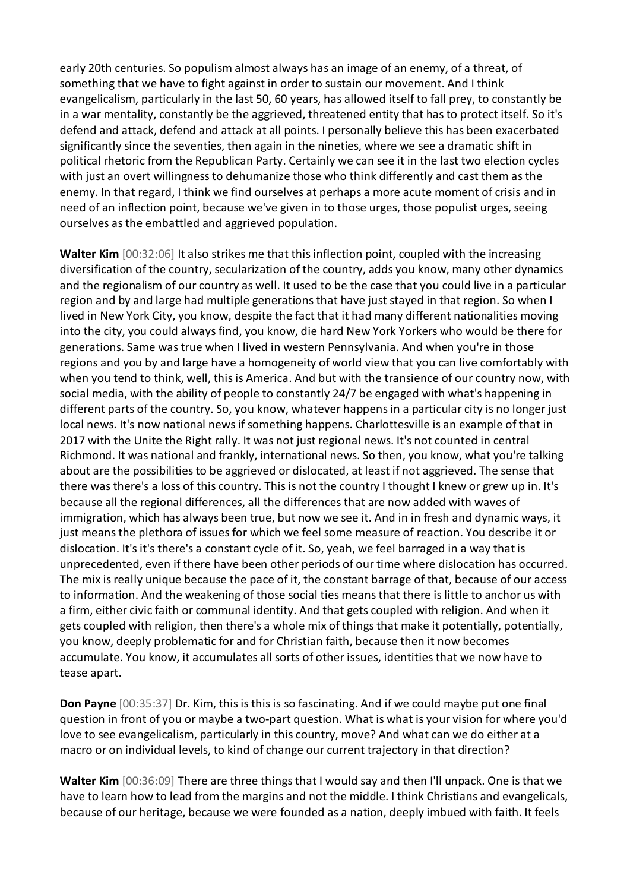early 20th centuries. So populism almost always has an image of an enemy, of a threat, of something that we have to fight against in order to sustain our movement. And I think evangelicalism, particularly in the last 50, 60 years, has allowed itself to fall prey, to constantly be in a war mentality, constantly be the aggrieved, threatened entity that has to protect itself. So it's defend and attack, defend and attack at all points. I personally believe this has been exacerbated significantly since the seventies, then again in the nineties, where we see a dramatic shift in political rhetoric from the Republican Party. Certainly we can see it in the last two election cycles with just an overt willingness to dehumanize those who think differently and cast them as the enemy. In that regard, I think we find ourselves at perhaps a more acute moment of crisis and in need of an inflection point, because we've given in to those urges, those populist urges, seeing ourselves as the embattled and aggrieved population.

**Walter Kim** [00:32:06] It also strikes me that this inflection point, coupled with the increasing diversification of the country, secularization of the country, adds you know, many other dynamics and the regionalism of our country as well. It used to be the case that you could live in a particular region and by and large had multiple generations that have just stayed in that region. So when I lived in New York City, you know, despite the fact that it had many different nationalities moving into the city, you could always find, you know, die hard New Yorkers who would be there for generations. Same was true when I lived in western Pennsylvania. And when you're in those regions and you by and large have a homogeneity of world view that you can live comfortably with when you tend to think, well, this is America. And but with the transience of our country now, with social media, with the ability of people to constantly 24/7 be engaged with what's happening in different parts of the country. So, you know, whatever happens in a particular city is no longer just local news. It's now national news if something happens. Charlottesville is an example of that in 2017 with the Unite the Right rally. It was not just regional news. It's not counted in central Richmond. It was national and frankly, international news. So then, you know, what you're talking about are the possibilities to be aggrieved or dislocated, at least if not aggrieved. The sense that there was there's a loss of this country. This is not the country I thought I knew or grew up in. It's because all the regional differences, all the differences that are now added with waves of immigration, which has always been true, but now we see it. And in in fresh and dynamic ways, it just means the plethora of issues for which we feel some measure of reaction. You describe it or dislocation. It's it's there's a constant cycle of it. So, yeah, we feel barraged in a way that is unprecedented, even if there have been other periods of our time where dislocation has occurred. The mix is really unique because the pace of it, the constant barrage of that, because of our access to information. And the weakening of those social ties means that there is little to anchor us with a firm, either civic faith or communal identity. And that gets coupled with religion. And when it gets coupled with religion, then there's a whole mix of things that make it potentially, potentially, you know, deeply problematic for and for Christian faith, because then it now becomes accumulate. You know, it accumulates all sorts of other issues, identities that we now have to tease apart.

**Don Payne** [00:35:37] Dr. Kim, this is this is so fascinating. And if we could maybe put one final question in front of you or maybe a two-part question. What is what is your vision for where you'd love to see evangelicalism, particularly in this country, move? And what can we do either at a macro or on individual levels, to kind of change our current trajectory in that direction?

**Walter Kim** [00:36:09] There are three things that I would say and then I'll unpack. One is that we have to learn how to lead from the margins and not the middle. I think Christians and evangelicals, because of our heritage, because we were founded as a nation, deeply imbued with faith. It feels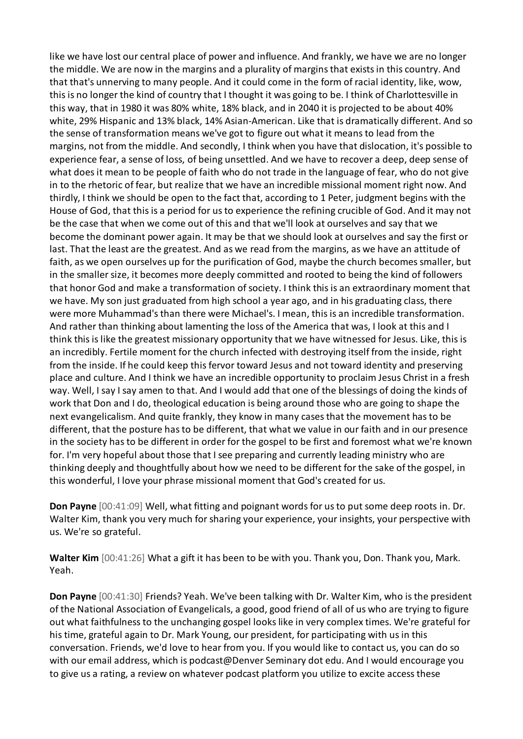like we have lost our central place of power and influence. And frankly, we have we are no longer the middle. We are now in the margins and a plurality of margins that exists in this country. And that that's unnerving to many people. And it could come in the form of racial identity, like, wow, this is no longer the kind of country that I thought it was going to be. I think of Charlottesville in this way, that in 1980 it was 80% white, 18% black, and in 2040 it is projected to be about 40% white, 29% Hispanic and 13% black, 14% Asian-American. Like that is dramatically different. And so the sense of transformation means we've got to figure out what it means to lead from the margins, not from the middle. And secondly, I think when you have that dislocation, it's possible to experience fear, a sense of loss, of being unsettled. And we have to recover a deep, deep sense of what does it mean to be people of faith who do not trade in the language of fear, who do not give in to the rhetoric of fear, but realize that we have an incredible missional moment right now. And thirdly, I think we should be open to the fact that, according to 1 Peter, judgment begins with the House of God, that this is a period for us to experience the refining crucible of God. And it may not be the case that when we come out of this and that we'll look at ourselves and say that we become the dominant power again. It may be that we should look at ourselves and say the first or last. That the least are the greatest. And as we read from the margins, as we have an attitude of faith, as we open ourselves up for the purification of God, maybe the church becomes smaller, but in the smaller size, it becomes more deeply committed and rooted to being the kind of followers that honor God and make a transformation of society. I think this is an extraordinary moment that we have. My son just graduated from high school a year ago, and in his graduating class, there were more Muhammad's than there were Michael's. I mean, this is an incredible transformation. And rather than thinking about lamenting the loss of the America that was, I look at this and I think this is like the greatest missionary opportunity that we have witnessed for Jesus. Like, this is an incredibly. Fertile moment for the church infected with destroying itself from the inside, right from the inside. If he could keep this fervor toward Jesus and not toward identity and preserving place and culture. And I think we have an incredible opportunity to proclaim Jesus Christ in a fresh way. Well, I say I say amen to that. And I would add that one of the blessings of doing the kinds of work that Don and I do, theological education is being around those who are going to shape the next evangelicalism. And quite frankly, they know in many cases that the movement has to be different, that the posture has to be different, that what we value in our faith and in our presence in the society has to be different in order for the gospel to be first and foremost what we're known for. I'm very hopeful about those that I see preparing and currently leading ministry who are thinking deeply and thoughtfully about how we need to be different for the sake of the gospel, in this wonderful, I love your phrase missional moment that God's created for us.

**Don Payne** [00:41:09] Well, what fitting and poignant words for us to put some deep roots in. Dr. Walter Kim, thank you very much for sharing your experience, your insights, your perspective with us. We're so grateful.

**Walter Kim** [00:41:26] What a gift it has been to be with you. Thank you, Don. Thank you, Mark. Yeah.

**Don Payne** [00:41:30] Friends? Yeah. We've been talking with Dr. Walter Kim, who is the president of the National Association of Evangelicals, a good, good friend of all of us who are trying to figure out what faithfulness to the unchanging gospel looks like in very complex times. We're grateful for his time, grateful again to Dr. Mark Young, our president, for participating with us in this conversation. Friends, we'd love to hear from you. If you would like to contact us, you can do so with our email address, which is podcast@Denver Seminary dot edu. And I would encourage you to give us a rating, a review on whatever podcast platform you utilize to excite access these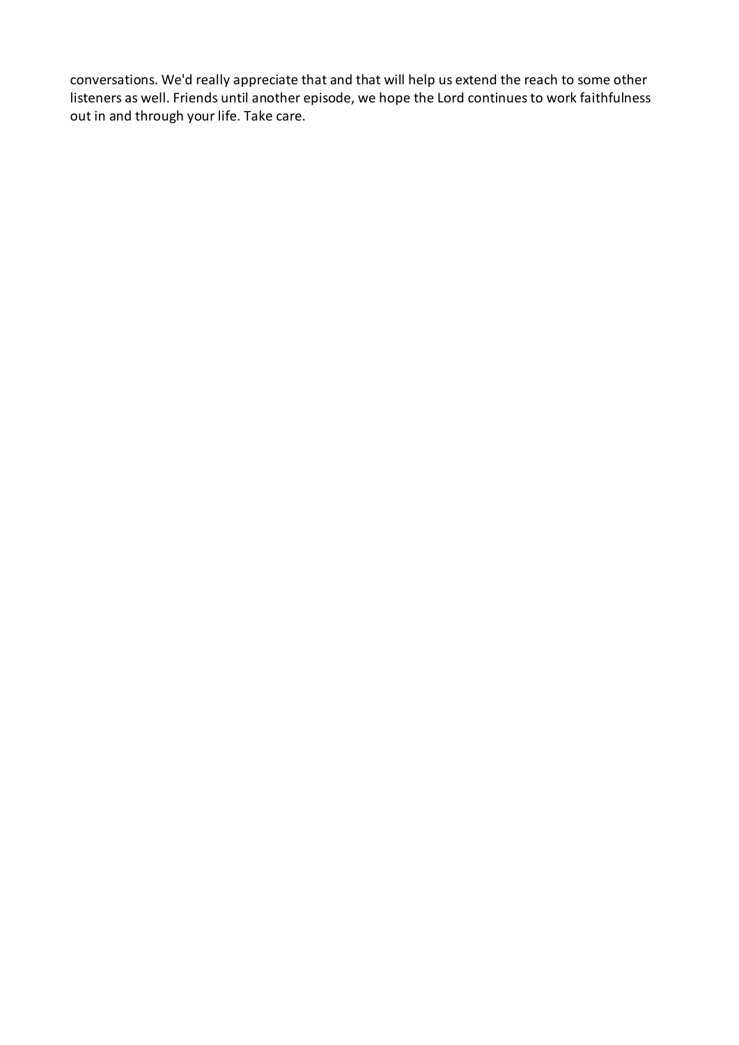conversations. We'd really appreciate that and that will help us extend the reach to some other listeners as well. Friends until another episode, we hope the Lord continues to work faithfulness out in and through your life. Take care.